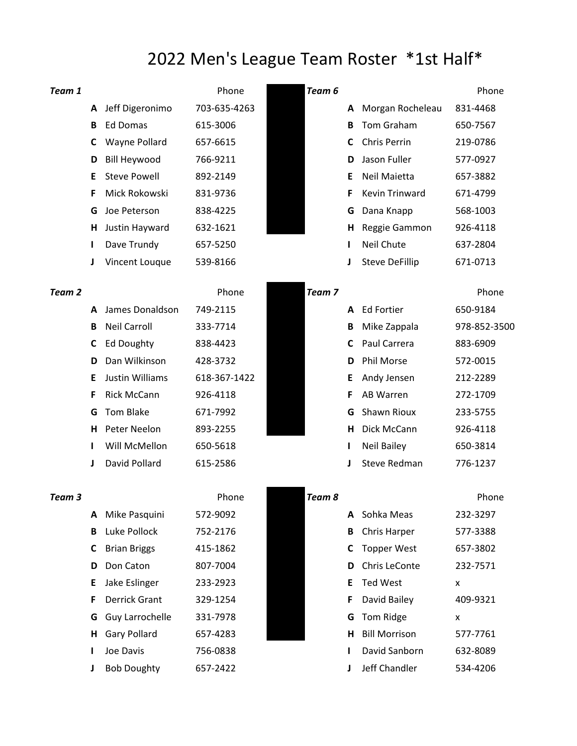# 2022 Men's League Team Roster *1st Half*

### Team 1

| | | Phone |
|---|---|---|
| A | Jeff Digeronimo | 703-635-4263 |
| B | Ed Domas | 615-3006 |
| C | Wayne Pollard | 657-6615 |
| D | Bill Heywood | 766-9211 |
| E | Steve Powell | 892-2149 |
| F | Mick Rokowski | 831-9736 |
| G | Joe Peterson | 838-4225 |
| H | Justin Hayward | 632-1621 |
| I | Dave Trundy | 657-5250 |
| J | Vincent Louque | 539-8166 |

### Team 2

| | | Phone |
|---|---|---|
| A | James Donaldson | 749-2115 |
| B | Neil Carroll | 333-7714 |
| C | Ed Doughty | 838-4423 |
| D | Dan Wilkinson | 428-3732 |
| E | Justin Williams | 618-367-1422 |
| F | Rick McCann | 926-4118 |
| G | Tom Blake | 671-7992 |
| H | Peter Neelon | 893-2255 |
| I | Will McMellon | 650-5618 |
| J | David Pollard | 615-2586 |

### Team 3

| | | Phone |
|---|---|---|
| A | Mike Pasquini | 572-9092 |
| B | Luke Pollock | 752-2176 |
| C | Brian Briggs | 415-1862 |
| D | Don Caton | 807-7004 |
| E | Jake Eslinger | 233-2923 |
| F | Derrick Grant | 329-1254 |
| G | Guy Larrochelle | 331-7978 |
| H | Gary Pollard | 657-4283 |
| I | Joe Davis | 756-0838 |
| J | Bob Doughty | 657-2422 |

### Team 6

| | | Phone |
|---|---|---|
| A | Morgan Rocheleau | 831-4468 |
| B | Tom Graham | 650-7567 |
| C | Chris Perrin | 219-0786 |
| D | Jason Fuller | 577-0927 |
| E | Neil Maietta | 657-3882 |
| F | Kevin Trinward | 671-4799 |
| G | Dana Knapp | 568-1003 |
| H | Reggie Gammon | 926-4118 |
| I | Neil Chute | 637-2804 |
| J | Steve DeFillip | 671-0713 |

### Team 7

| | | Phone |
|---|---|---|
| A | Ed Fortier | 650-9184 |
| B | Mike Zappala | 978-852-3500 |
| C | Paul Carrera | 883-6909 |
| D | Phil Morse | 572-0015 |
| E | Andy Jensen | 212-2289 |
| F | AB Warren | 272-1709 |
| G | Shawn Rioux | 233-5755 |
| H | Dick McCann | 926-4118 |
| I | Neil Bailey | 650-3814 |
| J | Steve Redman | 776-1237 |

### Team 8

| | | Phone |
|---|---|---|
| A | Sohka Meas | 232-3297 |
| B | Chris Harper | 577-3388 |
| C | Topper West | 657-3802 |
| D | Chris LeConte | 232-7571 |
| E | Ted West | x |
| F | David Bailey | 409-9321 |
| G | Tom Ridge | x |
| H | Bill Morrison | 577-7761 |
| I | David Sanborn | 632-8089 |
| J | Jeff Chandler | 534-4206 |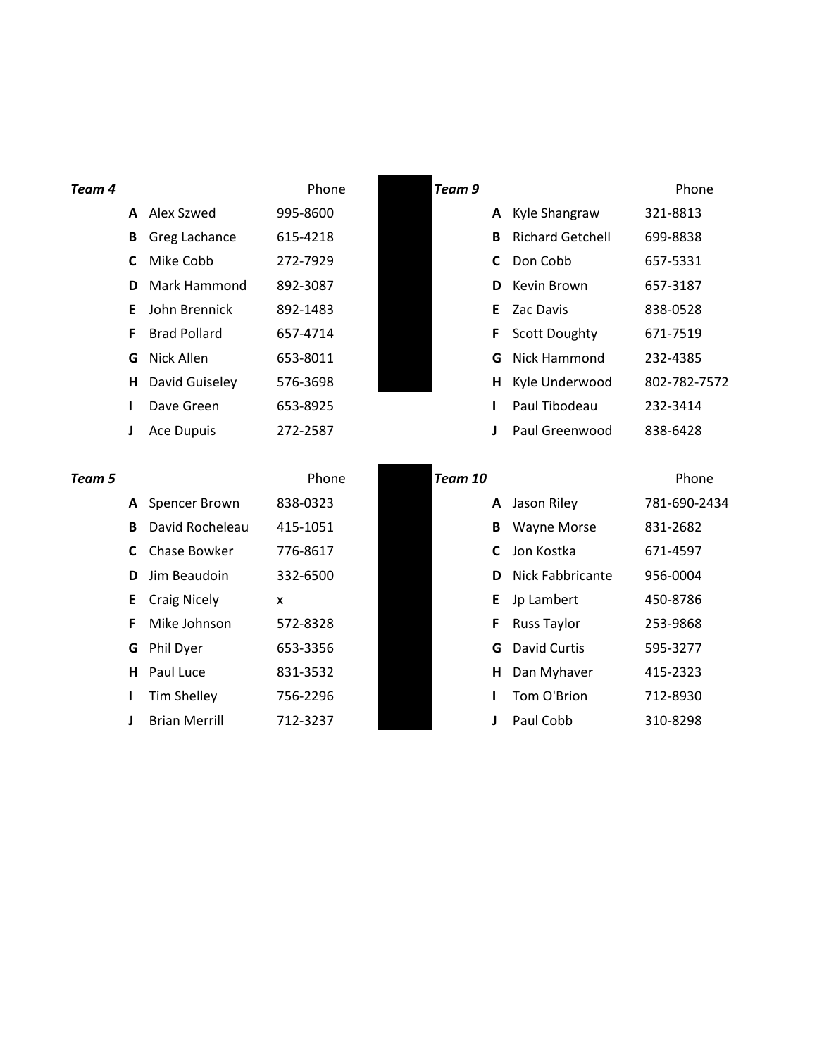| Team 4 | | | Phone |
|---|---|---|---|
| | A | Alex Szwed | 995-8600 |
| | B | Greg Lachance | 615-4218 |
| | C | Mike Cobb | 272-7929 |
| | D | Mark Hammond | 892-3087 |
| | E | John Brennick | 892-1483 |
| | F | Brad Pollard | 657-4714 |
| | G | Nick Allen | 653-8011 |
| | H | David Guiseley | 576-3698 |
| | I | Dave Green | 653-8925 |
| | J | Ace Dupuis | 272-2587 |

| Team 9 | | | Phone |
|---|---|---|---|
| | A | Kyle Shangraw | 321-8813 |
| | B | Richard Getchell | 699-8838 |
| | C | Don Cobb | 657-5331 |
| | D | Kevin Brown | 657-3187 |
| | E | Zac Davis | 838-0528 |
| | F | Scott Doughty | 671-7519 |
| | G | Nick Hammond | 232-4385 |
| | H | Kyle Underwood | 802-782-7572 |
| | I | Paul Tibodeau | 232-3414 |
| | J | Paul Greenwood | 838-6428 |

| Team 5 | | | Phone |
|---|---|---|---|
| | A | Spencer Brown | 838-0323 |
| | B | David Rocheleau | 415-1051 |
| | C | Chase Bowker | 776-8617 |
| | D | Jim Beaudoin | 332-6500 |
| | E | Craig Nicely | x |
| | F | Mike Johnson | 572-8328 |
| | G | Phil Dyer | 653-3356 |
| | H | Paul Luce | 831-3532 |
| | I | Tim Shelley | 756-2296 |
| | J | Brian Merrill | 712-3237 |

| Team 10 | | | Phone |
|---|---|---|---|
| | A | Jason Riley | 781-690-2434 |
| | B | Wayne Morse | 831-2682 |
| | C | Jon Kostka | 671-4597 |
| | D | Nick Fabbricante | 956-0004 |
| | E | Jp Lambert | 450-8786 |
| | F | Russ Taylor | 253-9868 |
| | G | David Curtis | 595-3277 |
| | H | Dan Myhaver | 415-2323 |
| | I | Tom O'Brion | 712-8930 |
| | J | Paul Cobb | 310-8298 |